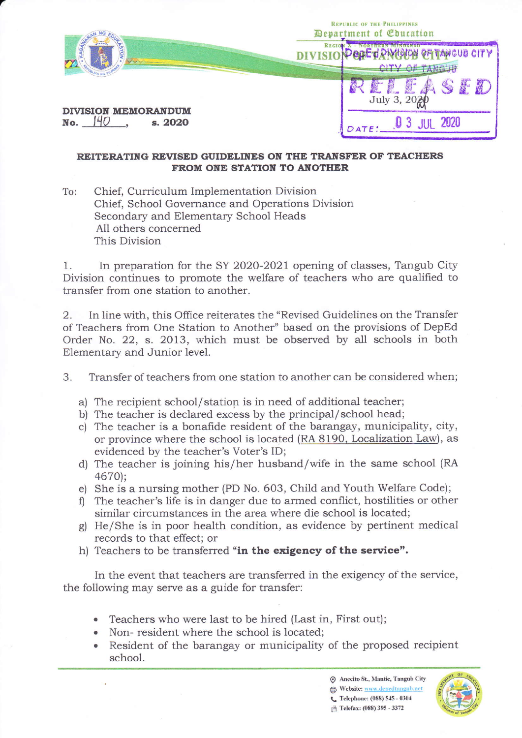Republic of the Philippines
Department of Education
Region X - Northern Mindanao
DIVISION OF TANGUB CITY

DepEd DIVISION OF TANGUB CITY
CITY OF TANGUB
RELEASED
July 3, 2020
DATE: 03 JUL 2020

**DIVISION MEMORANDUM**
**No. 140 , s. 2020**

**REITERATING REVISED GUIDELINES ON THE TRANSFER OF TEACHERS FROM ONE STATION TO ANOTHER**

To: Chief, Curriculum Implementation Division
Chief, School Governance and Operations Division
Secondary and Elementary School Heads
All others concerned
This Division

1. In preparation for the SY 2020-2021 opening of classes, Tangub City Division continues to promote the welfare of teachers who are qualified to transfer from one station to another.

2. In line with, this Office reiterates the "Revised Guidelines on the Transfer of Teachers from One Station to Another" based on the provisions of DepEd Order No. 22, s. 2013, which must be observed by all schools in both Elementary and Junior level.

3. Transfer of teachers from one station to another can be considered when;

a) The recipient school/station is in need of additional teacher;
b) The teacher is declared excess by the principal/school head;
c) The teacher is a bonafide resident of the barangay, municipality, city, or province where the school is located (RA 8190, Localization Law), as evidenced by the teacher's Voter's ID;
d) The teacher is joining his/her husband/wife in the same school (RA 4670);
e) She is a nursing mother (PD No. 603, Child and Youth Welfare Code);
f) The teacher's life is in danger due to armed conflict, hostilities or other similar circumstances in the area where die school is located;
g) He/She is in poor health condition, as evidence by pertinent medical records to that effect; or
h) Teachers to be transferred **"in the exigency of the service".**

In the event that teachers are transferred in the exigency of the service, the following may serve as a guide for transfer:

- Teachers who were last to be hired (Last in, First out);
- Non- resident where the school is located;
- Resident of the barangay or municipality of the proposed recipient school.

Anecito St., Mantic, Tangub City
Website: www.depedtangub.net
Telephone: (088) 545 - 0304
Telefax: (088) 395 - 3372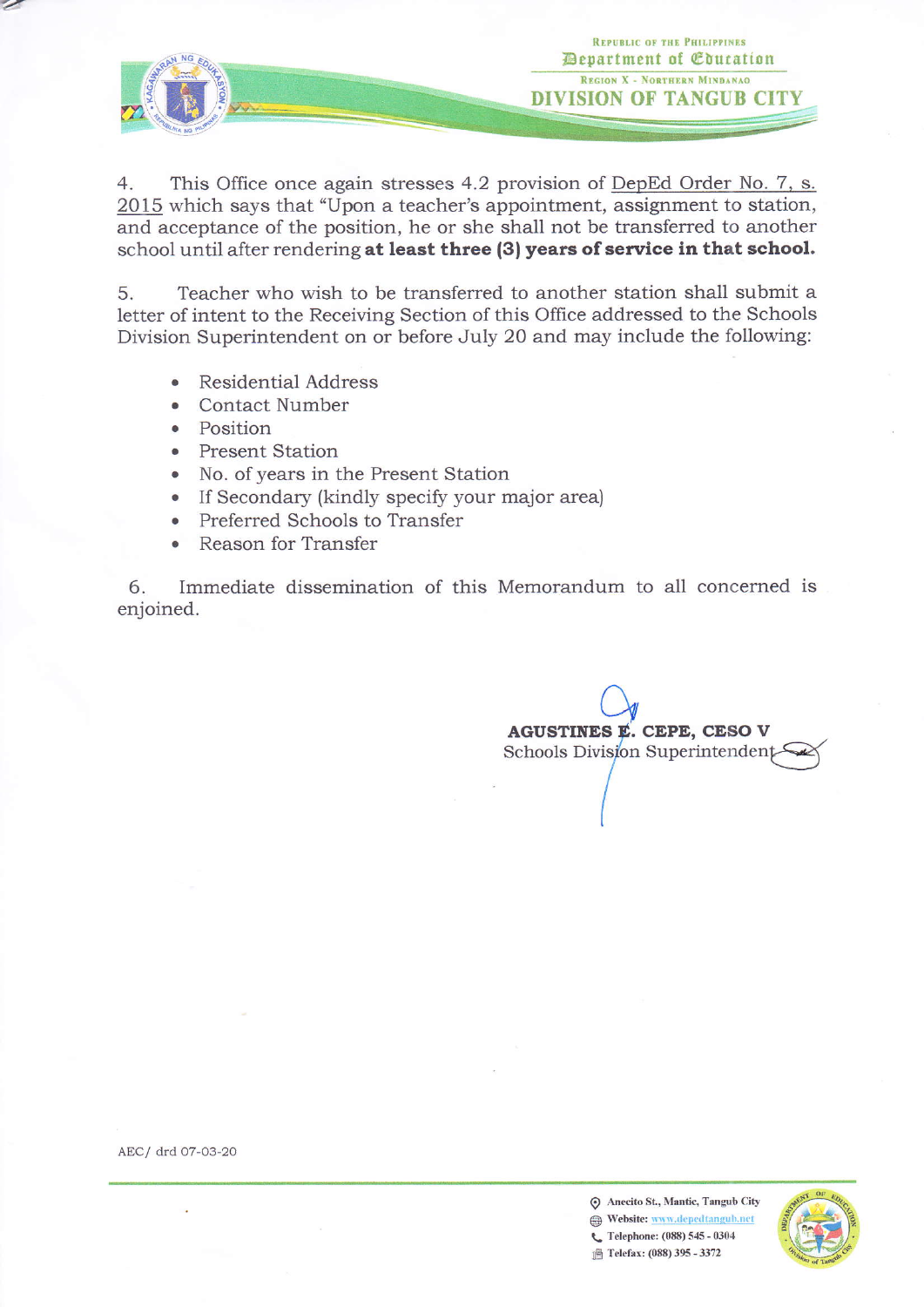4. This Office once again stresses 4.2 provision of DepEd Order No. 7, s. 2015 which says that "Upon a teacher's appointment, assignment to station, and acceptance of the position, he or she shall not be transferred to another school until after rendering **at least three (3) years of service in that school.**

5. Teacher who wish to be transferred to another station shall submit a letter of intent to the Receiving Section of this Office addressed to the Schools Division Superintendent on or before July 20 and may include the following:

- Residential Address
- Contact Number
- Position
- Present Station
- No. of years in the Present Station
- If Secondary (kindly specify your major area)
- Preferred Schools to Transfer
- Reason for Transfer

6. Immediate dissemination of this Memorandum to all concerned is enjoined.

**AGUSTINES E. CEPE, CESO V**
Schools Division Superintendent

AEC/ drd 07-03-20